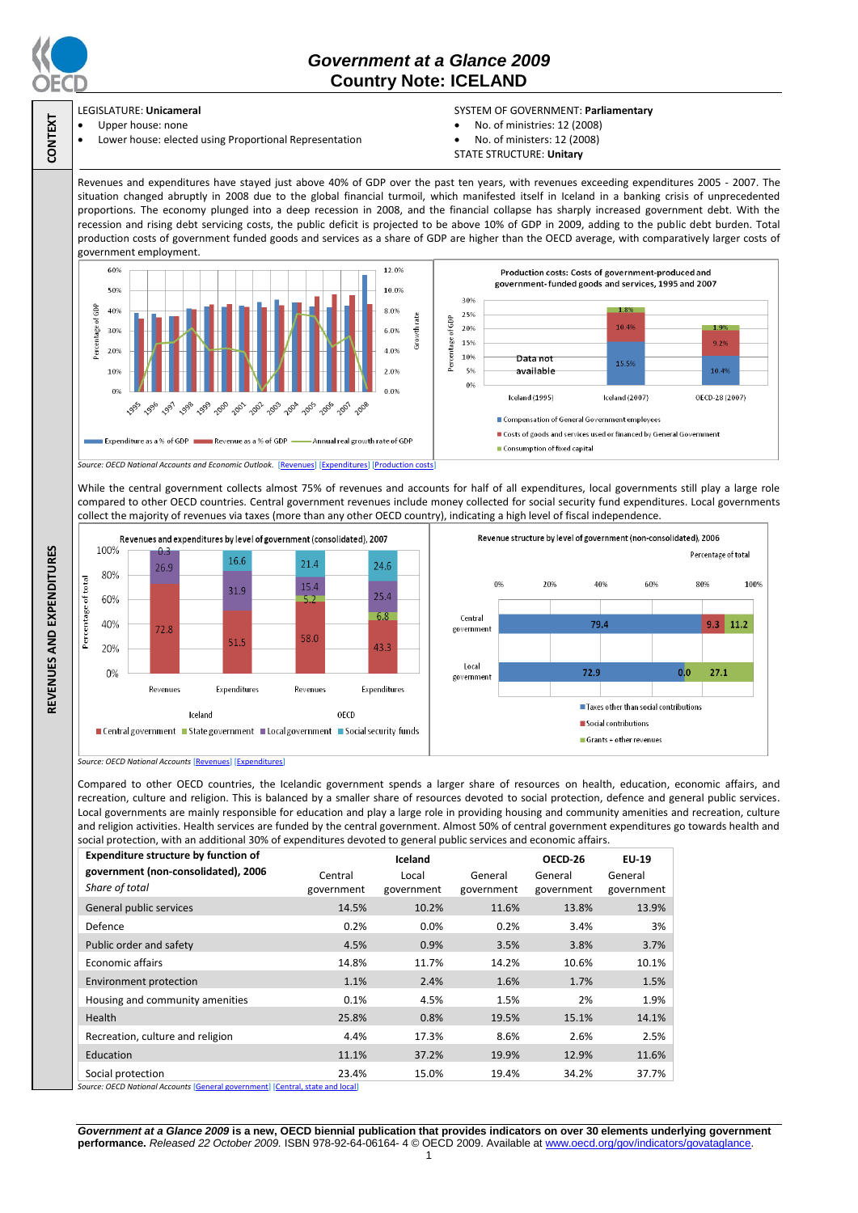# Government at a Glance 2009
## Country Note: ICELAND

**CONTEXT**

LEGISLATURE: **Unicameral**

- Upper house: none
- Lower house: elected using Proportional Representation

SYSTEM OF GOVERNMENT: **Parliamentary**

- No. of ministries: 12 (2008)
- No. of ministers: 12 (2008)

STATE STRUCTURE: **Unitary**

**REVENUES AND EXPENDITURES**

Revenues and expenditures have stayed just above 40% of GDP over the past ten years, with revenues exceeding expenditures 2005 - 2007. The situation changed abruptly in 2008 due to the global financial turmoil, which manifested itself in Iceland in a banking crisis of unprecedented proportions. The economy plunged into a deep recession in 2008, and the financial collapse has sharply increased government debt. With the recession and rising debt servicing costs, the public deficit is projected to be above 10% of GDP in 2009, adding to the public debt burden. Total production costs of government funded goods and services as a share of GDP are higher than the OECD average, with comparatively larger costs of government employment.

*Source: OECD National Accounts and Economic Outlook.* [Revenues] [Expenditures] [Production costs]

While the central government collects almost 75% of revenues and accounts for half of all expenditures, local governments still play a large role compared to other OECD countries. Central government revenues include money collected for social security fund expenditures. Local governments collect the majority of revenues via taxes (more than any other OECD country), indicating a high level of fiscal independence.

*Source: OECD National Accounts* [Revenues] [Expenditures]

Compared to other OECD countries, the Icelandic government spends a larger share of resources on health, education, economic affairs, and recreation, culture and religion. This is balanced by a smaller share of resources devoted to social protection, defence and general public services. Local governments are mainly responsible for education and play a large role in providing housing and community amenities and recreation, culture and religion activities. Health services are funded by the central government. Almost 50% of central government expenditures go towards health and social protection, with an additional 30% of expenditures devoted to general public services and economic affairs.

| **Expenditure structure by function of government (non-consolidated), 2006** *Share of total* | **Iceland** Central government | Local government | General government | **OECD-26** General government | **EU-19** General government |
|---|---|---|---|---|---|
| General public services | 14.5% | 10.2% | 11.6% | 13.8% | 13.9% |
| Defence | 0.2% | 0.0% | 0.2% | 3.4% | 3% |
| Public order and safety | 4.5% | 0.9% | 3.5% | 3.8% | 3.7% |
| Economic affairs | 14.8% | 11.7% | 14.2% | 10.6% | 10.1% |
| Environment protection | 1.1% | 2.4% | 1.6% | 1.7% | 1.5% |
| Housing and community amenities | 0.1% | 4.5% | 1.5% | 2% | 1.9% |
| Health | 25.8% | 0.8% | 19.5% | 15.1% | 14.1% |
| Recreation, culture and religion | 4.4% | 17.3% | 8.6% | 2.6% | 2.5% |
| Education | 11.1% | 37.2% | 19.9% | 12.9% | 11.6% |
| Social protection | 23.4% | 15.0% | 19.4% | 34.2% | 37.7% |

*Source: OECD National Accounts* [General government] [Central, state and local]

***Government at a Glance 2009*** **is a new, OECD biennial publication that provides indicators on over 30 elements underlying government performance.** *Released 22 October 2009.* ISBN 978-92-64-06164- 4 © OECD 2009. Available at www.oecd.org/gov/indicators/govataglance.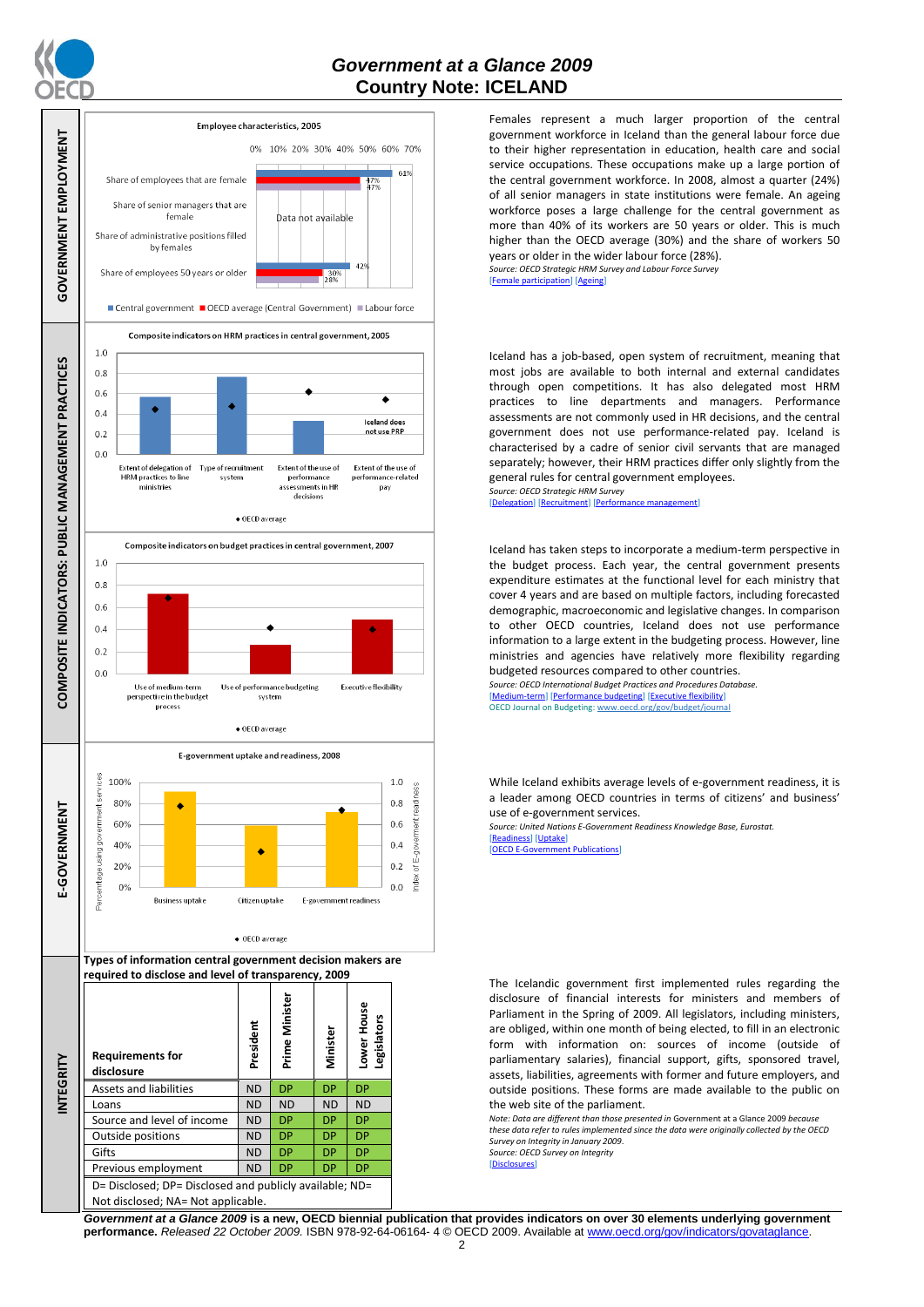# Government at a Glance 2009
## Country Note: ICELAND

## GOVERNMENT EMPLOYMENT

**Employee characteristics, 2005**

| | Central government | OECD average (Central Government) | Labour force |
|---|---|---|---|
| Share of employees that are female | 61% | 47% | 47% |
| Share of senior managers that are female | Data not available | | |
| Share of administrative positions filled by females | | | |
| Share of employees 50 years or older | 42% | 30% | 28% |

Females represent a much larger proportion of the central government workforce in Iceland than the general labour force due to their higher representation in education, health care and social service occupations. These occupations make up a large portion of the central government workforce. In 2008, almost a quarter (24%) of all senior managers in state institutions were female. An ageing workforce poses a large challenge for the central government as more than 40% of its workers are 50 years or older. This is much higher than the OECD average (30%) and the share of workers 50 years or older in the wider labour force (28%).

*Source: OECD Strategic HRM Survey and Labour Force Survey*
[Female participation] [Ageing]

## COMPOSITE INDICATORS: PUBLIC MANAGEMENT PRACTICES

**Composite indicators on HRM practices in central government, 2005**

Extent of delegation of HRM practices to line ministries; Type of recruitment system; Extent of the use of performance assessments in HR decisions; Extent of the use of performance-related pay (Iceland does not use PRP). ◆ OECD average

Iceland has a job-based, open system of recruitment, meaning that most jobs are available to both internal and external candidates through open competitions. It has also delegated most HRM practices to line departments and managers. Performance assessments are not commonly used in HR decisions, and the central government does not use performance-related pay. Iceland is characterised by a cadre of senior civil servants that are managed separately; however, their HRM practices differ only slightly from the general rules for central government employees.

*Source: OECD Strategic HRM Survey*
[Delegation] [Recruitment] [Performance management]

**Composite indicators on budget practices in central government, 2007**

Use of medium-term perspective in the budget process; Use of performance budgeting system; Executive flexibility. ◆ OECD average

Iceland has taken steps to incorporate a medium-term perspective in the budget process. Each year, the central government presents expenditure estimates at the functional level for each ministry that cover 4 years and are based on multiple factors, including forecasted demographic, macroeconomic and legislative changes. In comparison to other OECD countries, Iceland does not use performance information to a large extent in the budgeting process. However, line ministries and agencies have relatively more flexibility regarding budgeted resources compared to other countries.

*Source: OECD International Budget Practices and Procedures Database.*
[Medium-term] [Performance budgeting] [Executive flexibility]
OECD Journal on Budgeting: www.oecd.org/gov/budget/journal

## E-GOVERNMENT

**E-government uptake and readiness, 2008**

Business uptake; Citizen uptake (Percentage using government services); E-government readiness (Index of E-government readiness). ◆ OECD average

While Iceland exhibits average levels of e-government readiness, it is a leader among OECD countries in terms of citizens' and business' use of e-government services.

*Source: United Nations E-Government Readiness Knowledge Base, Eurostat.*
[Readiness] [Uptake]
[OECD E-Government Publications]

## INTEGRITY

**Types of information central government decision makers are required to disclose and level of transparency, 2009**

| Requirements for disclosure | President | Prime Minister | Minister | Lower House Legislators |
|---|---|---|---|---|
| Assets and liabilities | ND | DP | DP | DP |
| Loans | ND | ND | ND | ND |
| Source and level of income | ND | DP | DP | DP |
| Outside positions | ND | DP | DP | DP |
| Gifts | ND | DP | DP | DP |
| Previous employment | ND | DP | DP | DP |

D= Disclosed; DP= Disclosed and publicly available; ND= Not disclosed; NA= Not applicable.

The Icelandic government first implemented rules regarding the disclosure of financial interests for ministers and members of Parliament in the Spring of 2009. All legislators, including ministers, are obliged, within one month of being elected, to fill in an electronic form with information on: sources of income (outside of parliamentary salaries), financial support, gifts, sponsored travel, assets, liabilities, agreements with former and future employers, and outside positions. These forms are made available to the public on the web site of the parliament.

*Note: Data are different than those presented in* Government at a Glance 2009 *because these data refer to rules implemented since the data were originally collected by the OECD Survey on Integrity in January 2009.*
*Source: OECD Survey on Integrity*
[Disclosures]

**Government at a Glance 2009 is a new, OECD biennial publication that provides indicators on over 30 elements underlying government performance.** *Released 22 October 2009.* ISBN 978-92-64-06164- 4 © OECD 2009. Available at www.oecd.org/gov/indicators/govataglance.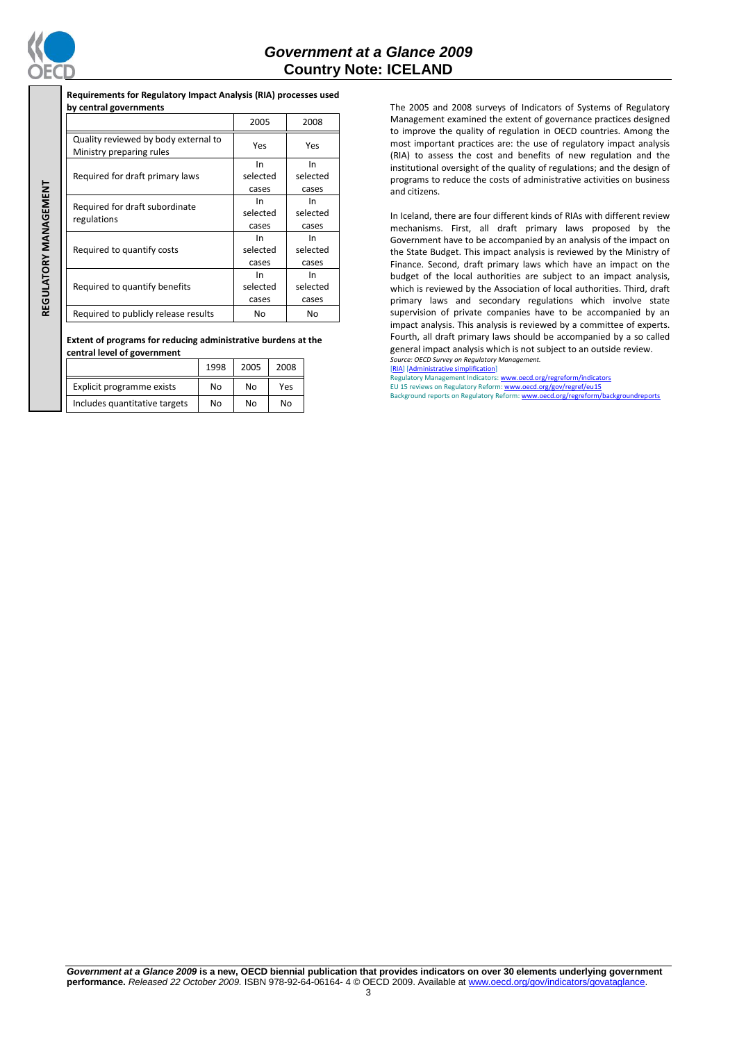**REGULATORY MANAGEMENT**

**Requirements for Regulatory Impact Analysis (RIA) processes used by central governments**

| | 2005 | 2008 |
|---|---|---|
| Quality reviewed by body external to Ministry preparing rules | Yes | Yes |
| Required for draft primary laws | In selected cases | In selected cases |
| Required for draft subordinate regulations | In selected cases | In selected cases |
| Required to quantify costs | In selected cases | In selected cases |
| Required to quantify benefits | In selected cases | In selected cases |
| Required to publicly release results | No | No |

**Extent of programs for reducing administrative burdens at the central level of government**

| | 1998 | 2005 | 2008 |
|---|---|---|---|
| Explicit programme exists | No | No | Yes |
| Includes quantitative targets | No | No | No |

The 2005 and 2008 surveys of Indicators of Systems of Regulatory Management examined the extent of governance practices designed to improve the quality of regulation in OECD countries. Among the most important practices are: the use of regulatory impact analysis (RIA) to assess the cost and benefits of new regulation and the institutional oversight of the quality of regulations; and the design of programs to reduce the costs of administrative activities on business and citizens.

In Iceland, there are four different kinds of RIAs with different review mechanisms. First, all draft primary laws proposed by the Government have to be accompanied by an analysis of the impact on the State Budget. This impact analysis is reviewed by the Ministry of Finance. Second, draft primary laws which have an impact on the budget of the local authorities are subject to an impact analysis, which is reviewed by the Association of local authorities. Third, draft primary laws and secondary regulations which involve state supervision of private companies have to be accompanied by an impact analysis. This analysis is reviewed by a committee of experts. Fourth, all draft primary laws should be accompanied by a so called general impact analysis which is not subject to an outside review.

*Source: OECD Survey on Regulatory Management.*

[RIA] [Administrative simplification]

Regulatory Management Indicators: www.oecd.org/regreform/indicators

EU 15 reviews on Regulatory Reform: www.oecd.org/gov/regref/eu15

Background reports on Regulatory Reform: www.oecd.org/regreform/backgroundreports

***Government at a Glance 2009*** **is a new, OECD biennial publication that provides indicators on over 30 elements underlying government performance.** *Released 22 October 2009.* ISBN 978-92-64-06164- 4 © OECD 2009. Available at www.oecd.org/gov/indicators/govataglance.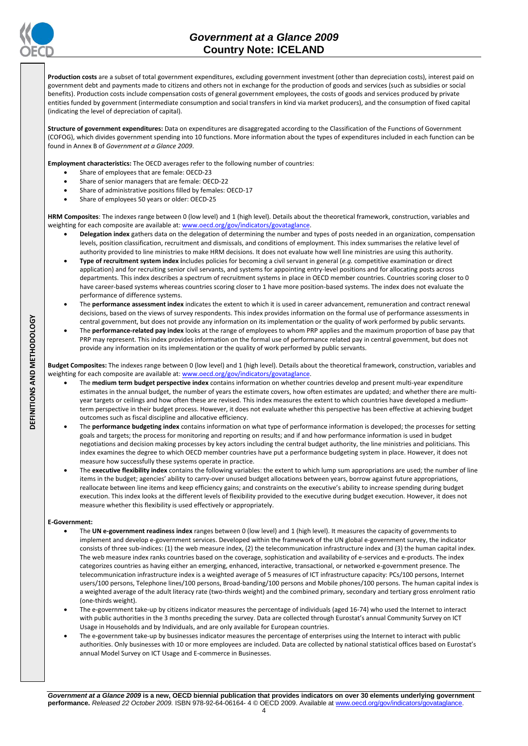**Production costs** are a subset of total government expenditures, excluding government investment (other than depreciation costs), interest paid on government debt and payments made to citizens and others not in exchange for the production of goods and services (such as subsidies or social benefits). Production costs include compensation costs of general government employees, the costs of goods and services produced by private entities funded by government (intermediate consumption and social transfers in kind via market producers), and the consumption of fixed capital (indicating the level of depreciation of capital).

**Structure of government expenditures:** Data on expenditures are disaggregated according to the Classification of the Functions of Government (COFOG), which divides government spending into 10 functions. More information about the types of expenditures included in each function can be found in Annex B of *Government at a Glance 2009*.

**Employment characteristics:** The OECD averages refer to the following number of countries:

- Share of employees that are female: OECD-23
- Share of senior managers that are female: OECD-22
- Share of administrative positions filled by females: OECD-17
- Share of employees 50 years or older: OECD-25

**HRM Composites**: The indexes range between 0 (low level) and 1 (high level). Details about the theoretical framework, construction, variables and weighting for each composite are available at: www.oecd.org/gov/indicators/govataglance.

- **Delegation index** gathers data on the delegation of determining the number and types of posts needed in an organization, compensation levels, position classification, recruitment and dismissals, and conditions of employment. This index summarises the relative level of authority provided to line ministries to make HRM decisions. It does not evaluate how well line ministries are using this authority.
- **Type of recruitment system index i**ncludes policies for becoming a civil servant in general (*e.g.* competitive examination or direct application) and for recruiting senior civil servants, and systems for appointing entry-level positions and for allocating posts across departments. This index describes a spectrum of recruitment systems in place in OECD member countries. Countries scoring closer to 0 have career-based systems whereas countries scoring closer to 1 have more position-based systems. The index does not evaluate the performance of difference systems.
- The **performance assessment index** indicates the extent to which it is used in career advancement, remuneration and contract renewal decisions, based on the views of survey respondents. This index provides information on the formal use of performance assessments in central government, but does not provide any information on its implementation or the quality of work performed by public servants.
- The **performance-related pay index** looks at the range of employees to whom PRP applies and the maximum proportion of base pay that PRP may represent. This index provides information on the formal use of performance related pay in central government, but does not provide any information on its implementation or the quality of work performed by public servants.

**Budget Composites:** The indexes range between 0 (low level) and 1 (high level). Details about the theoretical framework, construction, variables and weighting for each composite are available at: www.oecd.org/gov/indicators/govataglance.

- The **medium term budget perspective index** contains information on whether countries develop and present multi-year expenditure estimates in the annual budget, the number of years the estimate covers, how often estimates are updated; and whether there are multi-year targets or ceilings and how often these are revised. This index measures the extent to which countries have developed a medium-term perspective in their budget process. However, it does not evaluate whether this perspective has been effective at achieving budget outcomes such as fiscal discipline and allocative efficiency.
- The **performance budgeting index** contains information on what type of performance information is developed; the processes for setting goals and targets; the process for monitoring and reporting on results; and if and how performance information is used in budget negotiations and decision making processes by key actors including the central budget authority, the line ministries and politicians. This index examines the degree to which OECD member countries have put a performance budgeting system in place. However, it does not measure how successfully these systems operate in practice.
- The **executive flexibility index** contains the following variables: the extent to which lump sum appropriations are used; the number of line items in the budget; agencies' ability to carry-over unused budget allocations between years, borrow against future appropriations, reallocate between line items and keep efficiency gains; and constraints on the executive's ability to increase spending during budget execution. This index looks at the different levels of flexibility provided to the executive during budget execution. However, it does not measure whether this flexibility is used effectively or appropriately.

**E-Government:**

- The **UN e-government readiness index** ranges between 0 (low level) and 1 (high level). It measures the capacity of governments to implement and develop e-government services. Developed within the framework of the UN global e-government survey, the indicator consists of three sub-indices: (1) the web measure index, (2) the telecommunication infrastructure index and (3) the human capital index. The web measure index ranks countries based on the coverage, sophistication and availability of e-services and e-products. The index categorizes countries as having either an emerging, enhanced, interactive, transactional, or networked e-government presence. The telecommunication infrastructure index is a weighted average of 5 measures of ICT infrastructure capacity: PCs/100 persons, Internet users/100 persons, Telephone lines/100 persons, Broad-banding/100 persons and Mobile phones/100 persons. The human capital index is a weighted average of the adult literacy rate (two-thirds weight) and the combined primary, secondary and tertiary gross enrolment ratio (one-thirds weight).
- The e-government take-up by citizens indicator measures the percentage of individuals (aged 16-74) who used the Internet to interact with public authorities in the 3 months preceding the survey. Data are collected through Eurostat's annual Community Survey on ICT Usage in Households and by Individuals, and are only available for European countries.
- The e-government take-up by businesses indicator measures the percentage of enterprises using the Internet to interact with public authorities. Only businesses with 10 or more employees are included. Data are collected by national statistical offices based on Eurostat's annual Model Survey on ICT Usage and E-commerce in Businesses.